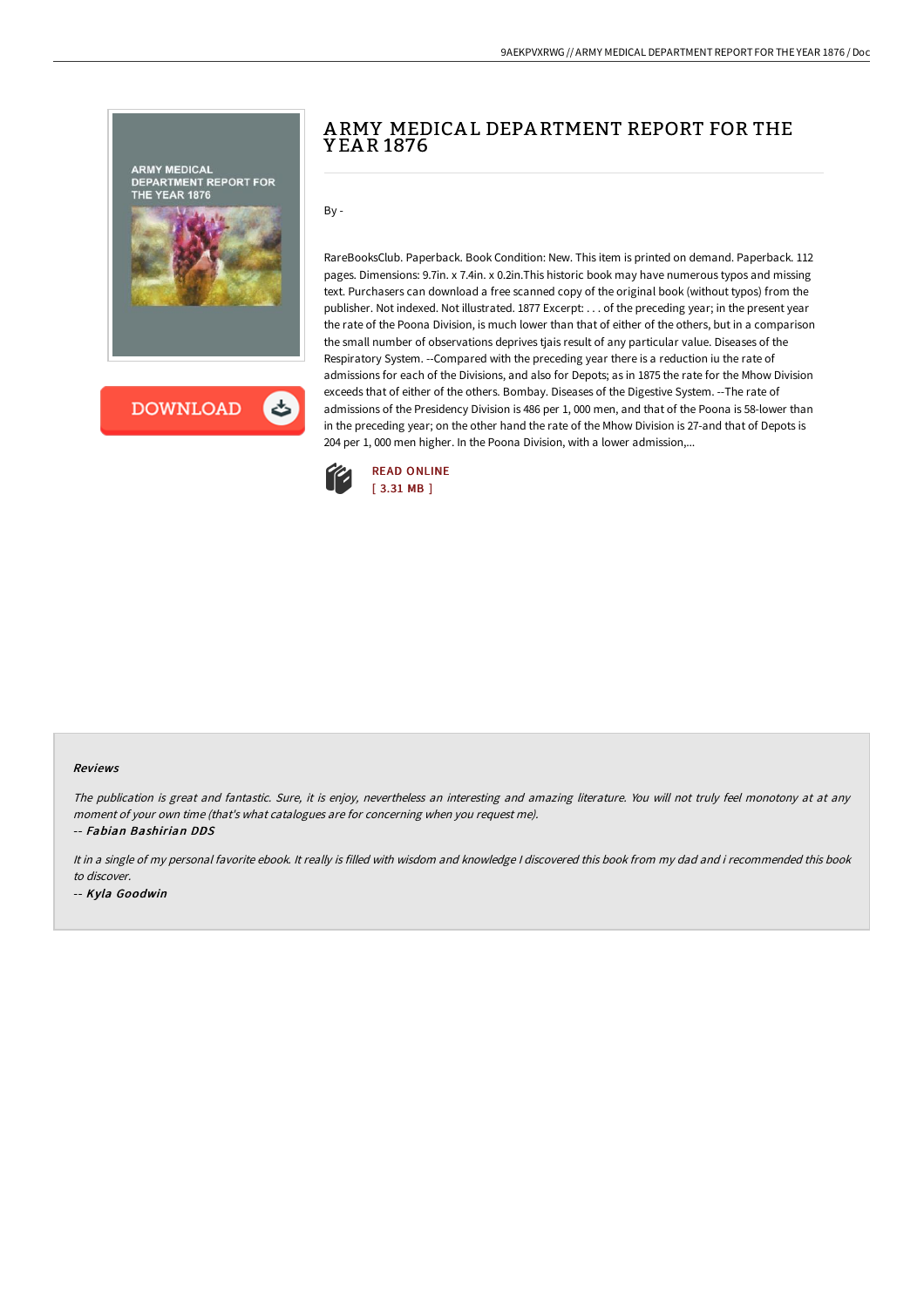# ARMY MEDICAL DEPARTMENT REPORT FOR THE YEAR 1876

By -

RareBooksClub. Paperback. Book Condition: New. This item is printed on demand. Paperback. 112 pages. Dimensions: 9.7in. x 7.4in. x 0.2in.This historic book may have numerous typos and missing text. Purchasers can download a free scanned copy of the original book (without typos) from the publisher. Not indexed. Not illustrated. 1877 Excerpt: . . . of the preceding year; in the present year the rate of the Poona Division, is much lower than that of either of the others, but in a comparison the small number of observations deprives tjais result of any particular value. Diseases of the Respiratory System. --Compared with the preceding year there is a reduction iu the rate of admissions for each of the Divisions, and also for Depots; as in 1875 the rate for the Mhow Division exceeds that of either of the others. Bombay. Diseases of the Digestive System. --The rate of admissions of the Presidency Division is 486 per 1, 000 men, and that of the Poona is 58-lower than in the preceding year; on the other hand the rate of the Mhow Division is 27-and that of Depots is 204 per 1, 000 men higher. In the Poona Division, with a lower admission,...

READ ONLINE
[ 3.31 MB ]

#### Reviews

*The publication is great and fantastic. Sure, it is enjoy, nevertheless an interesting and amazing literature. You will not truly feel monotony at at any moment of your own time (that's what catalogues are for concerning when you request me).*

-- *Fabian Bashirian DDS*

*It in a single of my personal favorite ebook. It really is filled with wisdom and knowledge I discovered this book from my dad and i recommended this book to discover.*

-- *Kyla Goodwin*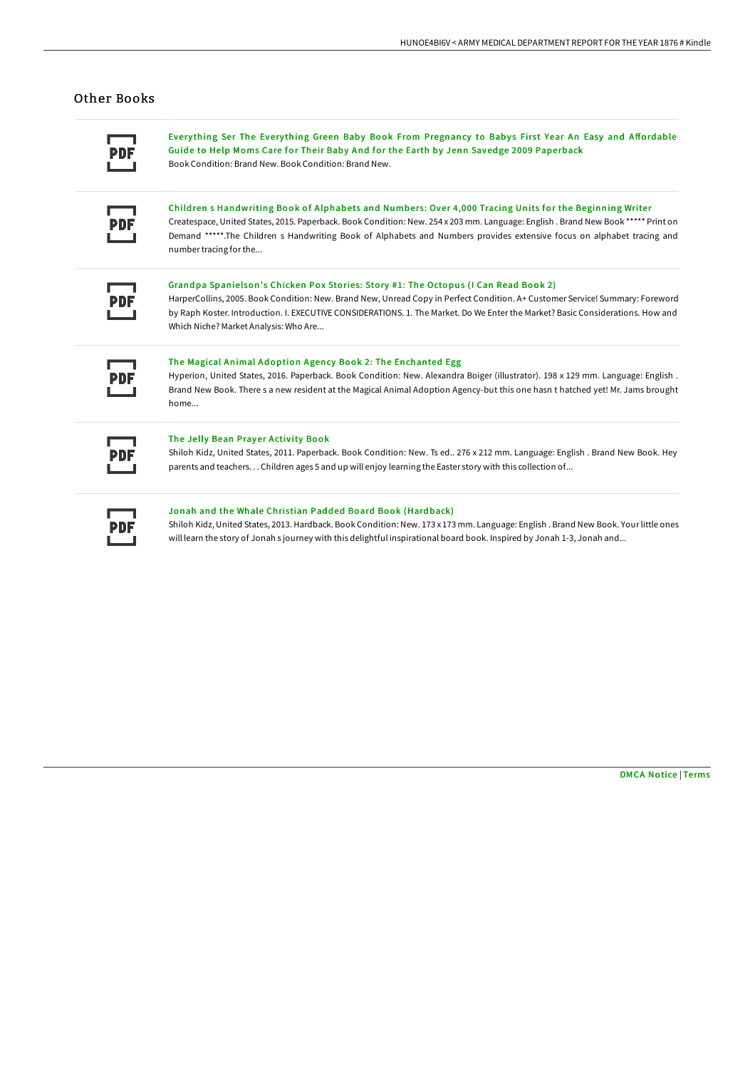## Other Books

**Everything Ser The Everything Green Baby Book From Pregnancy to Babys First Year An Easy and Affordable Guide to Help Moms Care for Their Baby And for the Earth by Jenn Savedge 2009 Paperback**
Book Condition: Brand New. Book Condition: Brand New.

**Children s Handwriting Book of Alphabets and Numbers: Over 4,000 Tracing Units for the Beginning Writer**
Createspace, United States, 2015. Paperback. Book Condition: New. 254 x 203 mm. Language: English . Brand New Book ***** Print on Demand *****.The Children s Handwriting Book of Alphabets and Numbers provides extensive focus on alphabet tracing and number tracing for the...

**Grandpa Spanielson's Chicken Pox Stories: Story #1: The Octopus (I Can Read Book 2)**
HarperCollins, 2005. Book Condition: New. Brand New, Unread Copy in Perfect Condition. A+ Customer Service! Summary: Foreword by Raph Koster. Introduction. I. EXECUTIVE CONSIDERATIONS. 1. The Market. Do We Enter the Market? Basic Considerations. How and Which Niche? Market Analysis: Who Are...

**The Magical Animal Adoption Agency Book 2: The Enchanted Egg**
Hyperion, United States, 2016. Paperback. Book Condition: New. Alexandra Boiger (illustrator). 198 x 129 mm. Language: English . Brand New Book. There s a new resident at the Magical Animal Adoption Agency-but this one hasn t hatched yet! Mr. Jams brought home...

**The Jelly Bean Prayer Activity Book**
Shiloh Kidz, United States, 2011. Paperback. Book Condition: New. Ts ed.. 276 x 212 mm. Language: English . Brand New Book. Hey parents and teachers. . . Children ages 5 and up will enjoy learning the Easter story with this collection of...

**Jonah and the Whale Christian Padded Board Book (Hardback)**
Shiloh Kidz, United States, 2013. Hardback. Book Condition: New. 173 x 173 mm. Language: English . Brand New Book. Your little ones will learn the story of Jonah s journey with this delightful inspirational board book. Inspired by Jonah 1-3, Jonah and...